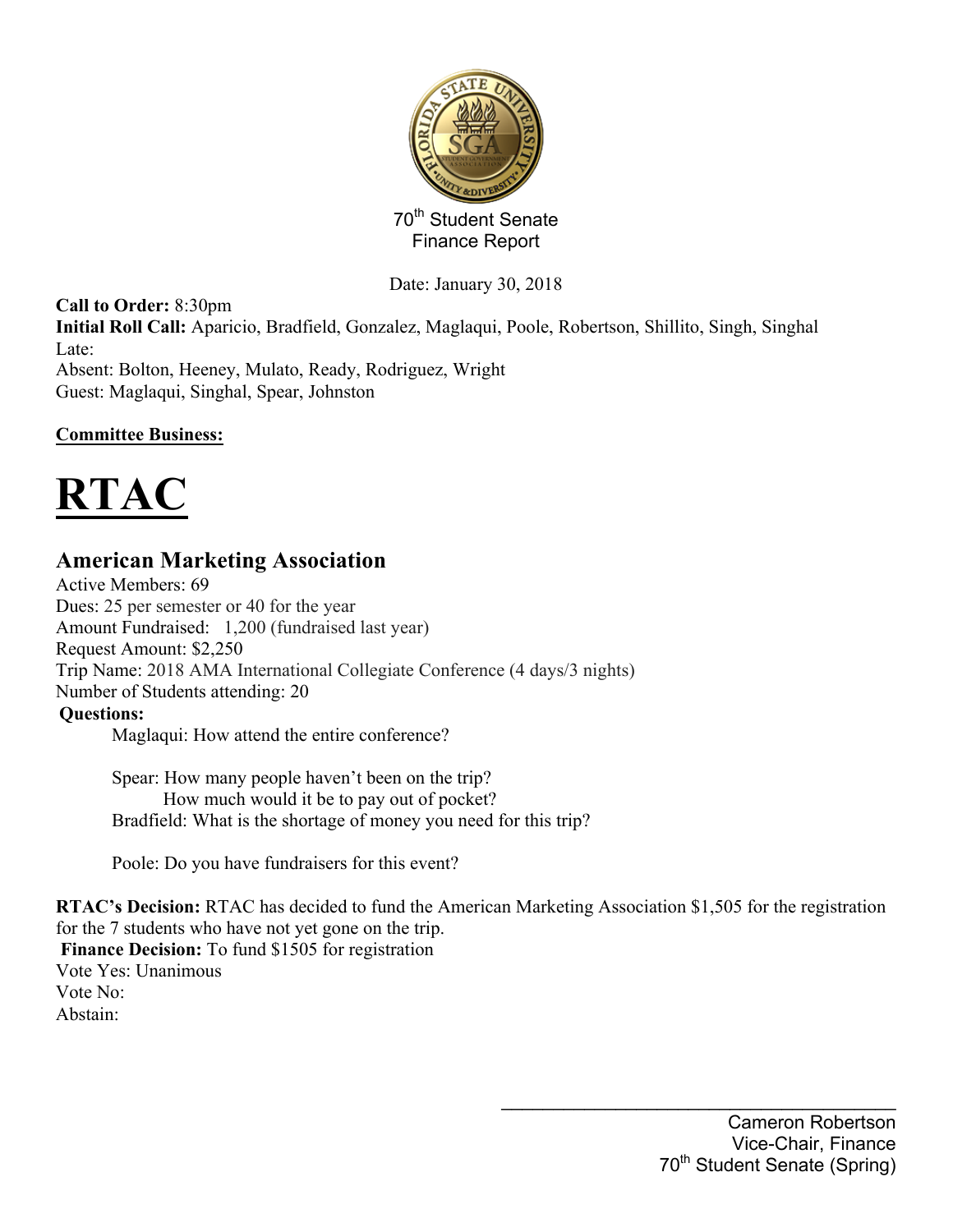70th Student Senate
Finance Report

Date: January 30, 2018

**Call to Order:** 8:30pm
**Initial Roll Call:** Aparicio, Bradfield, Gonzalez, Maglaqui, Poole, Robertson, Shillito, Singh, Singhal
Late:
Absent: Bolton, Heeney, Mulato, Ready, Rodriguez, Wright
Guest: Maglaqui, Singhal, Spear, Johnston

**Committee Business:**

# RTAC

## American Marketing Association

Active Members: 69
Dues: 25 per semester or 40 for the year
Amount Fundraised: 1,200 (fundraised last year)
Request Amount: $2,250
Trip Name: 2018 AMA International Collegiate Conference (4 days/3 nights)
Number of Students attending: 20

**Questions:**

Maglaqui: How attend the entire conference?

Spear: How many people haven't been on the trip?
How much would it be to pay out of pocket?
Bradfield: What is the shortage of money you need for this trip?

Poole: Do you have fundraisers for this event?

**RTAC's Decision:** RTAC has decided to fund the American Marketing Association $1,505 for the registration for the 7 students who have not yet gone on the trip.
**Finance Decision:** To fund $1505 for registration
Vote Yes: Unanimous
Vote No:
Abstain:

Cameron Robertson
Vice-Chair, Finance
70th Student Senate (Spring)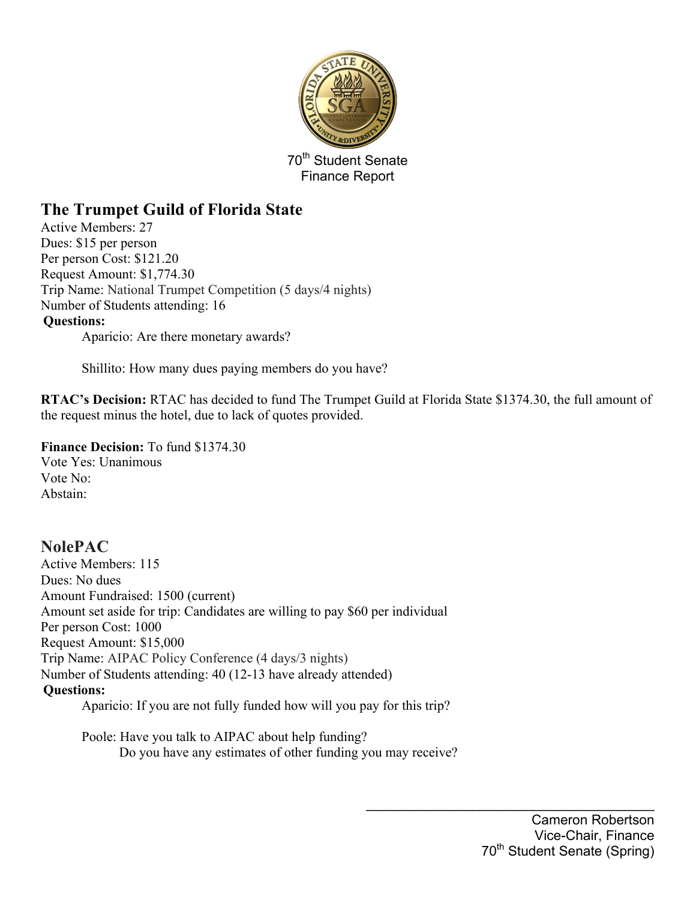70th Student Senate
Finance Report

## The Trumpet Guild of Florida State

Active Members: 27
Dues: $15 per person
Per person Cost: $121.20
Request Amount: $1,774.30
Trip Name: National Trumpet Competition (5 days/4 nights)
Number of Students attending: 16

**Questions:**

Aparicio: Are there monetary awards?

Shillito: How many dues paying members do you have?

**RTAC's Decision:** RTAC has decided to fund The Trumpet Guild at Florida State $1374.30, the full amount of the request minus the hotel, due to lack of quotes provided.

**Finance Decision:** To fund $1374.30
Vote Yes: Unanimous
Vote No:
Abstain:

## NolePAC

Active Members: 115
Dues: No dues
Amount Fundraised: 1500 (current)
Amount set aside for trip: Candidates are willing to pay $60 per individual
Per person Cost: 1000
Request Amount: $15,000
Trip Name: AIPAC Policy Conference (4 days/3 nights)
Number of Students attending: 40 (12-13 have already attended)

**Questions:**

Aparicio: If you are not fully funded how will you pay for this trip?

Poole: Have you talk to AIPAC about help funding?
Do you have any estimates of other funding you may receive?

Cameron Robertson
Vice-Chair, Finance
70th Student Senate (Spring)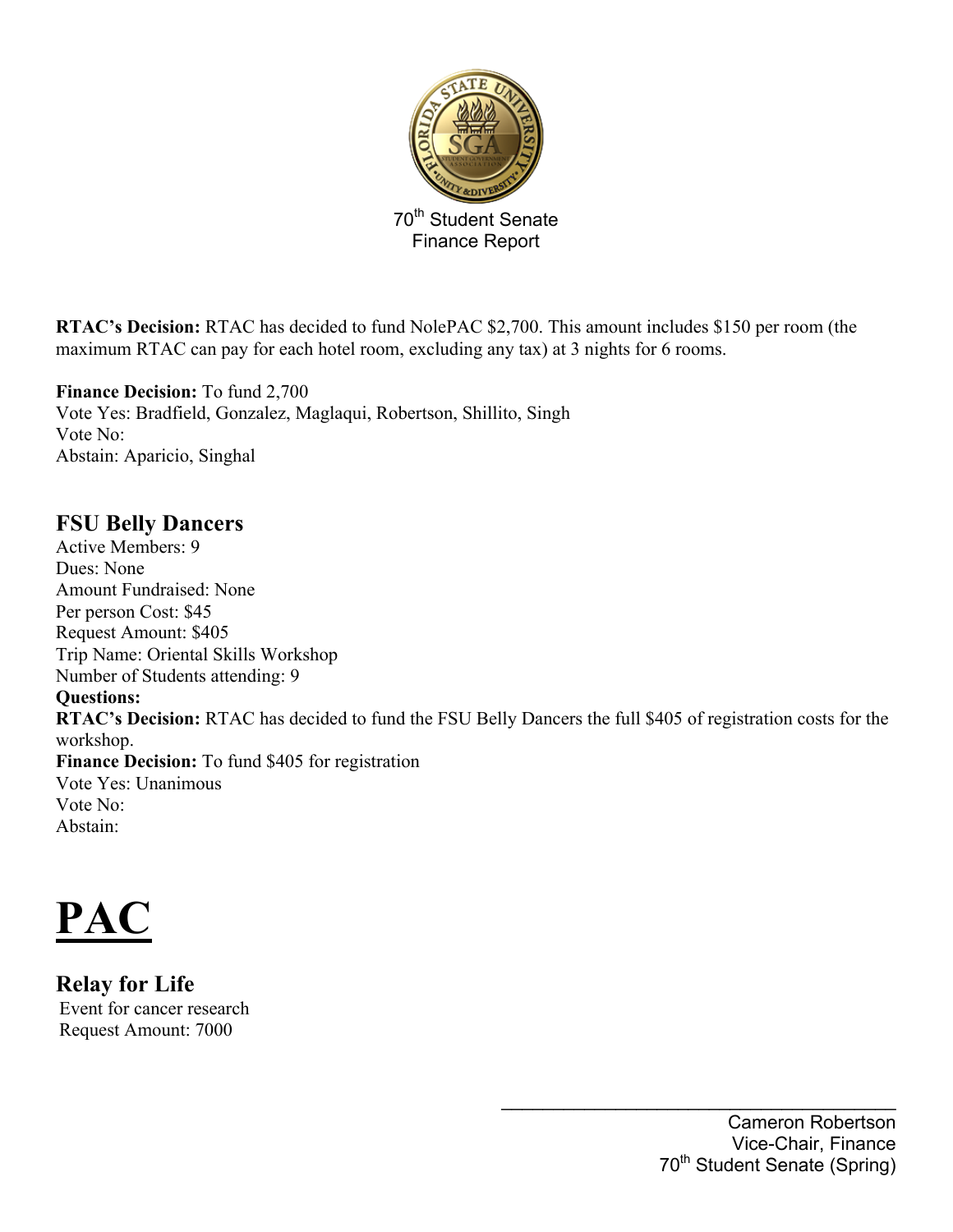70th Student Senate
Finance Report

**RTAC's Decision:** RTAC has decided to fund NolePAC $2,700. This amount includes $150 per room (the maximum RTAC can pay for each hotel room, excluding any tax) at 3 nights for 6 rooms.

**Finance Decision:** To fund 2,700
Vote Yes: Bradfield, Gonzalez, Maglaqui, Robertson, Shillito, Singh
Vote No:
Abstain: Aparicio, Singhal

## FSU Belly Dancers

Active Members: 9
Dues: None
Amount Fundraised: None
Per person Cost: $45
Request Amount: $405
Trip Name: Oriental Skills Workshop
Number of Students attending: 9
**Questions:**
**RTAC's Decision:** RTAC has decided to fund the FSU Belly Dancers the full $405 of registration costs for the workshop.
**Finance Decision:** To fund $405 for registration
Vote Yes: Unanimous
Vote No:
Abstain:

# PAC

## Relay for Life

Event for cancer research
Request Amount: 7000

Cameron Robertson
Vice-Chair, Finance
70th Student Senate (Spring)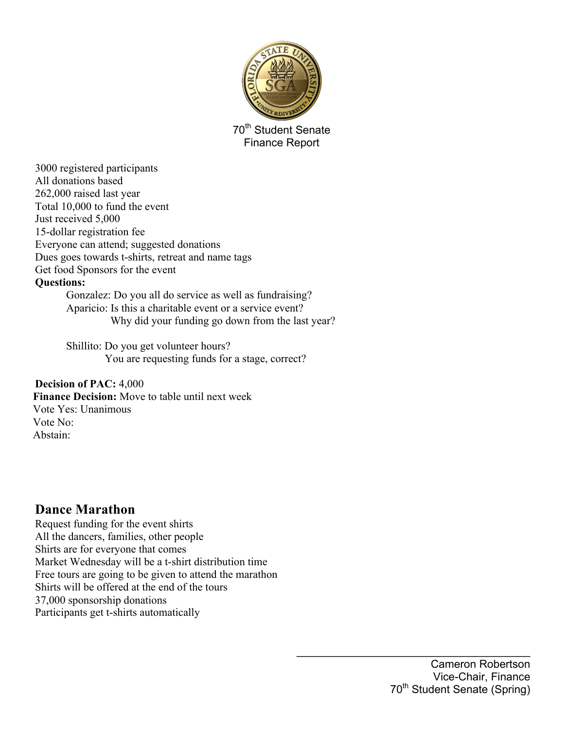70th Student Senate
Finance Report

3000 registered participants
All donations based
262,000 raised last year
Total 10,000 to fund the event
Just received 5,000
15-dollar registration fee
Everyone can attend; suggested donations
Dues goes towards t-shirts, retreat and name tags
Get food Sponsors for the event

**Questions:**

Gonzalez: Do you all do service as well as fundraising?
Aparicio: Is this a charitable event or a service event?
Why did your funding go down from the last year?

Shillito: Do you get volunteer hours?
You are requesting funds for a stage, correct?

**Decision of PAC:** 4,000
**Finance Decision:** Move to table until next week
Vote Yes: Unanimous
Vote No:
Abstain:

## Dance Marathon

Request funding for the event shirts
All the dancers, families, other people
Shirts are for everyone that comes
Market Wednesday will be a t-shirt distribution time
Free tours are going to be given to attend the marathon
Shirts will be offered at the end of the tours
37,000 sponsorship donations
Participants get t-shirts automatically

Cameron Robertson
Vice-Chair, Finance
70th Student Senate (Spring)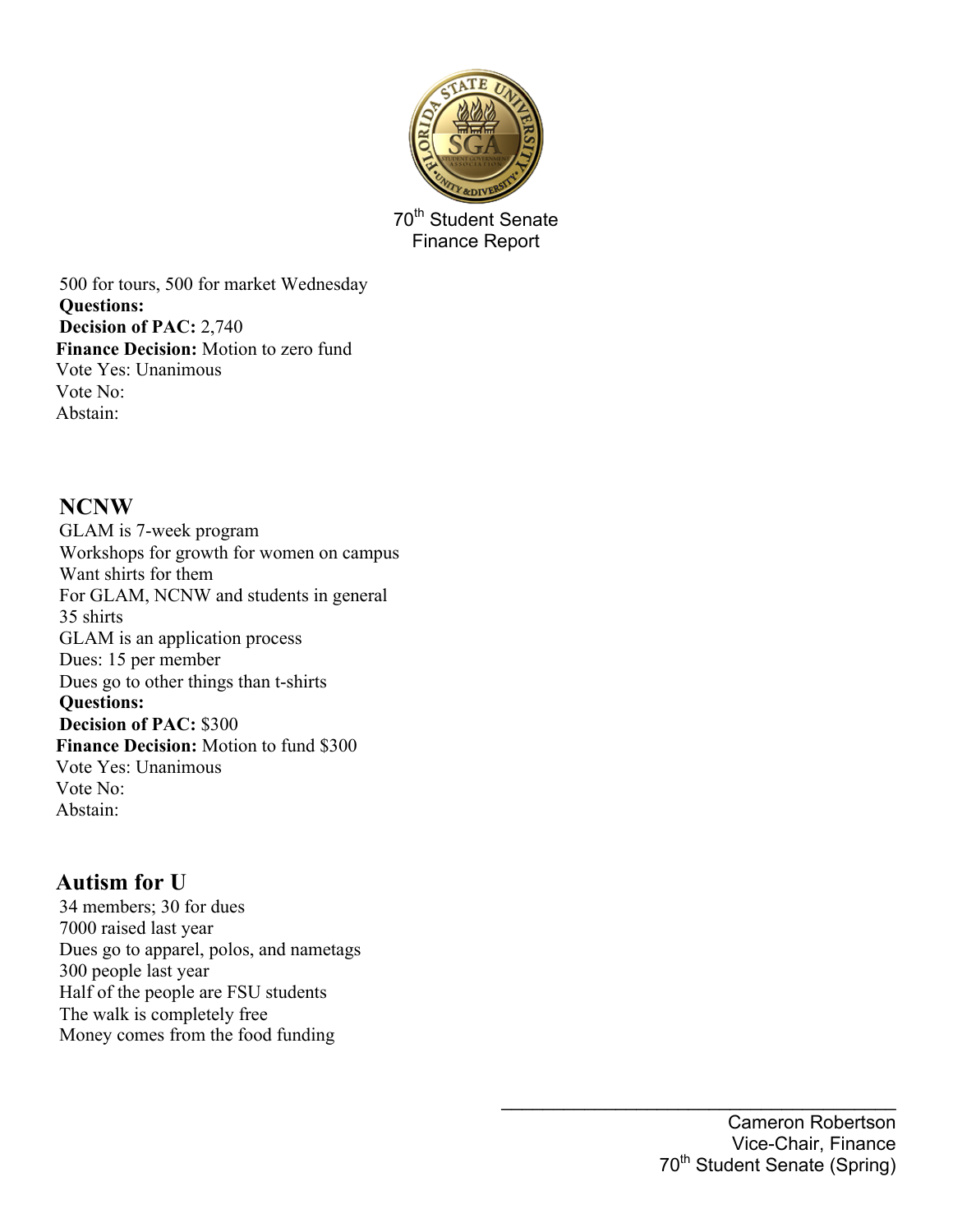500 for tours, 500 for market Wednesday
**Questions:**
**Decision of PAC:** 2,740
**Finance Decision:** Motion to zero fund
Vote Yes: Unanimous
Vote No:
Abstain:

## NCNW

GLAM is 7-week program
Workshops for growth for women on campus
Want shirts for them
For GLAM, NCNW and students in general
35 shirts
GLAM is an application process
Dues: 15 per member
Dues go to other things than t-shirts
**Questions:**
**Decision of PAC:** $300
**Finance Decision:** Motion to fund $300
Vote Yes: Unanimous
Vote No:
Abstain:

## Autism for U

34 members; 30 for dues
7000 raised last year
Dues go to apparel, polos, and nametags
300 people last year
Half of the people are FSU students
The walk is completely free
Money comes from the food funding

Cameron Robertson
Vice-Chair, Finance
70th Student Senate (Spring)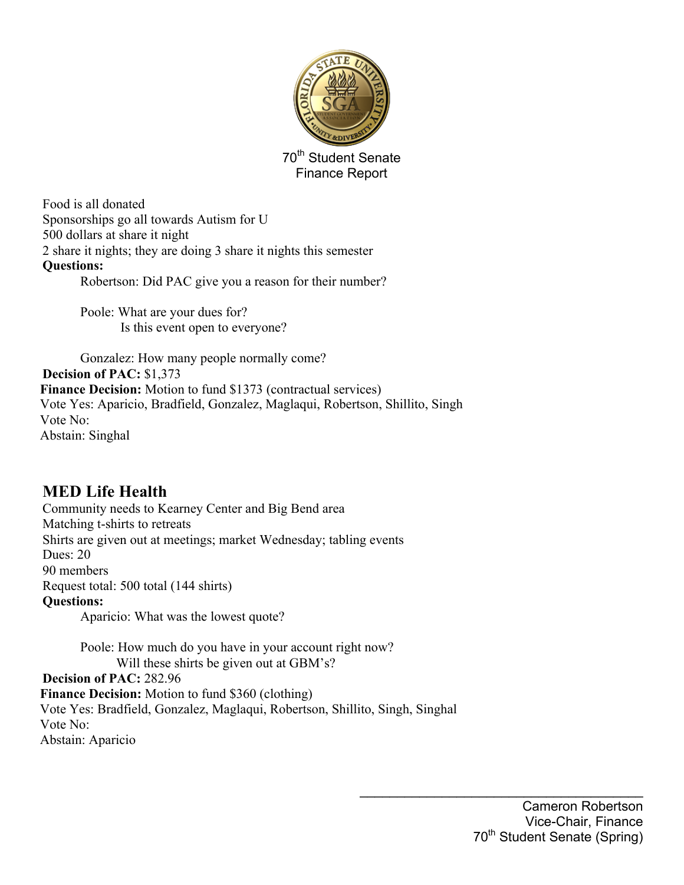70th Student Senate
Finance Report

Food is all donated
Sponsorships go all towards Autism for U
500 dollars at share it night
2 share it nights; they are doing 3 share it nights this semester

**Questions:**

Robertson: Did PAC give you a reason for their number?

Poole: What are your dues for?
Is this event open to everyone?

Gonzalez: How many people normally come?

**Decision of PAC:** $1,373
**Finance Decision:** Motion to fund $1373 (contractual services)
Vote Yes: Aparicio, Bradfield, Gonzalez, Maglaqui, Robertson, Shillito, Singh
Vote No:
Abstain: Singhal

## MED Life Health

Community needs to Kearney Center and Big Bend area
Matching t-shirts to retreats
Shirts are given out at meetings; market Wednesday; tabling events
Dues: 20
90 members
Request total: 500 total (144 shirts)

**Questions:**

Aparicio: What was the lowest quote?

Poole: How much do you have in your account right now?
Will these shirts be given out at GBM's?

**Decision of PAC:** 282.96
**Finance Decision:** Motion to fund $360 (clothing)
Vote Yes: Bradfield, Gonzalez, Maglaqui, Robertson, Shillito, Singh, Singhal
Vote No:
Abstain: Aparicio

\_\_\_\_\_\_\_\_\_\_\_\_\_\_\_\_\_\_\_\_\_\_\_\_\_\_\_\_\_\_\_\_\_\_\_\_\_\_\_\_
Cameron Robertson
Vice-Chair, Finance
70th Student Senate (Spring)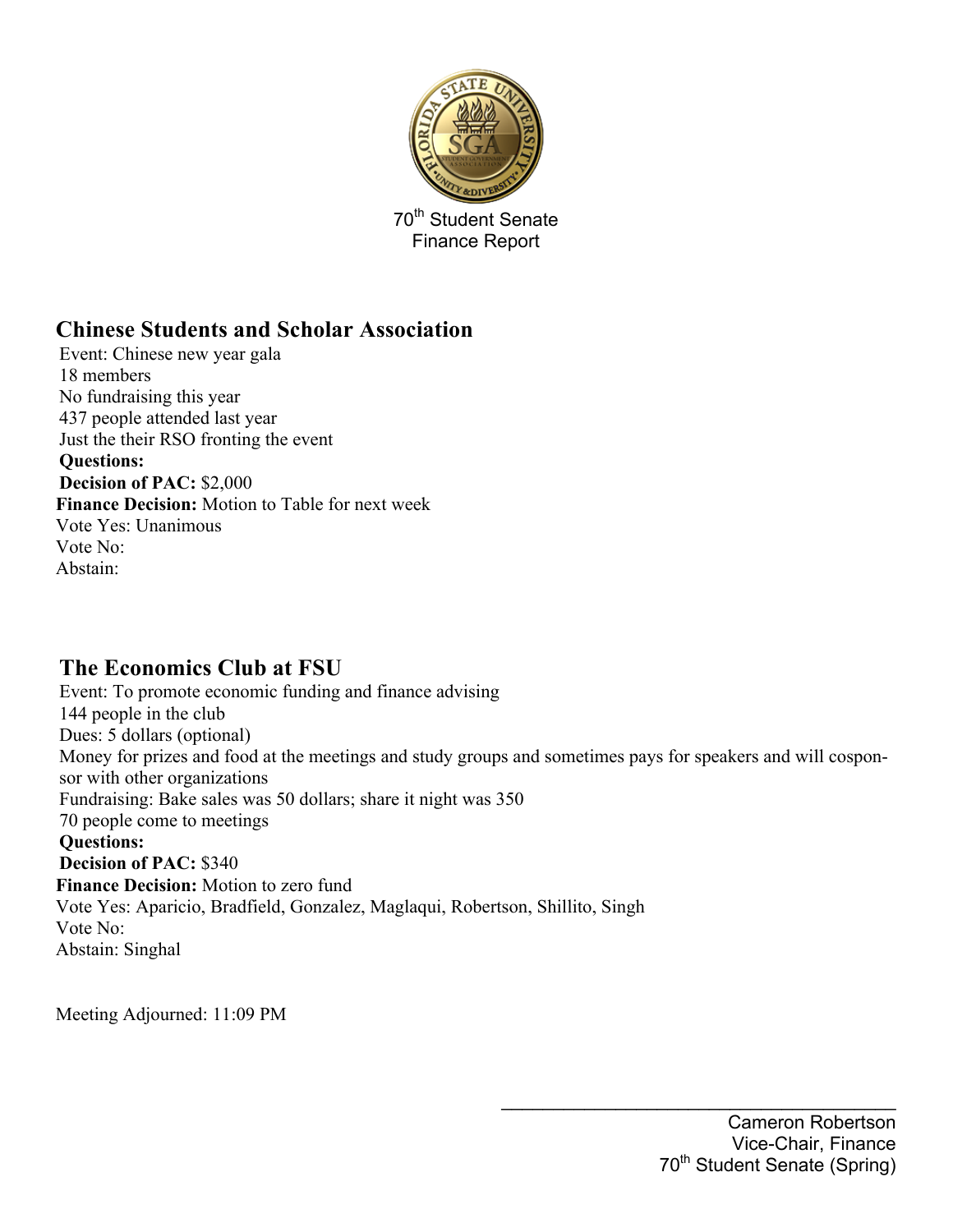70th Student Senate
Finance Report

## Chinese Students and Scholar Association

Event: Chinese new year gala
18 members
No fundraising this year
437 people attended last year
Just the their RSO fronting the event
**Questions:**
**Decision of PAC:** $2,000
**Finance Decision:** Motion to Table for next week
Vote Yes: Unanimous
Vote No:
Abstain:

## The Economics Club at FSU

Event: To promote economic funding and finance advising
144 people in the club
Dues: 5 dollars (optional)
Money for prizes and food at the meetings and study groups and sometimes pays for speakers and will cosponsor with other organizations
Fundraising: Bake sales was 50 dollars; share it night was 350
70 people come to meetings
**Questions:**
**Decision of PAC:** $340
**Finance Decision:** Motion to zero fund
Vote Yes: Aparicio, Bradfield, Gonzalez, Maglaqui, Robertson, Shillito, Singh
Vote No:
Abstain: Singhal

Meeting Adjourned: 11:09 PM

\_\_\_\_\_\_\_\_\_\_\_\_\_\_\_\_\_\_\_\_\_\_\_\_\_\_\_\_\_\_\_\_\_\_\_\_\_\_\_\_

Cameron Robertson
Vice-Chair, Finance
70th Student Senate (Spring)